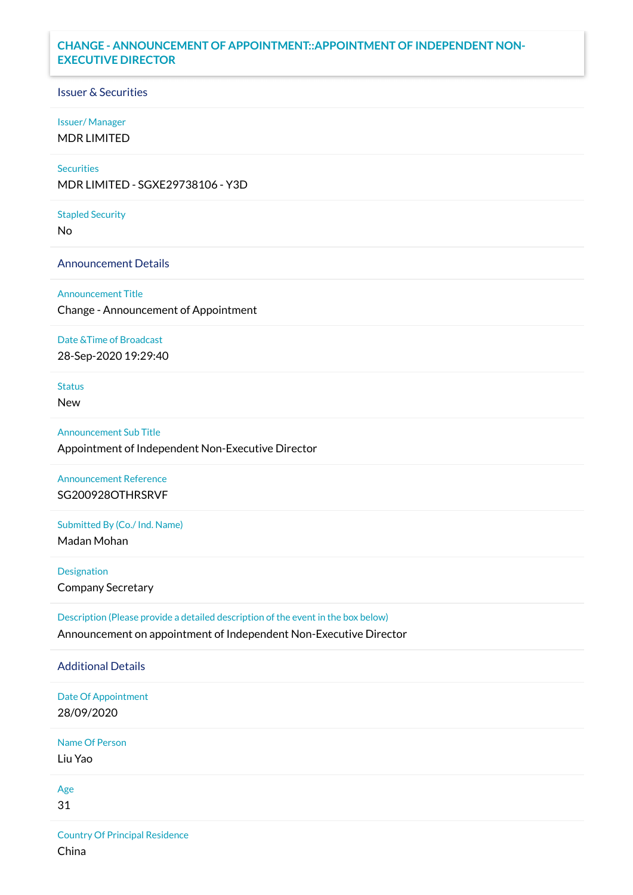# CHANGE - ANNOUNCEMENT OF APPOINTMENT::APPOINTMENT OF INDEPENDENT NON-EXECUTIVE DIRECTOR

## Issuer & Securities

**Issuer/ Manager**

MDR LIMITED

**Securities**

MDR LIMITED - SGXE29738106 - Y3D

**Stapled Security**

No

## Announcement Details

**Announcement Title**

Change - Announcement of Appointment

**Date &Time of Broadcast**

28-Sep-2020 19:29:40

**Status**

New

**Announcement Sub Title**

Appointment of Independent Non-Executive Director

**Announcement Reference**

SG200928OTHRSRVF

**Submitted By (Co./ Ind. Name)**

Madan Mohan

**Designation**

Company Secretary

**Description (Please provide a detailed description of the event in the box below)**

Announcement on appointment of Independent Non-Executive Director

## Additional Details

**Date Of Appointment**

28/09/2020

**Name Of Person**

Liu Yao

**Age**

31

**Country Of Principal Residence**

China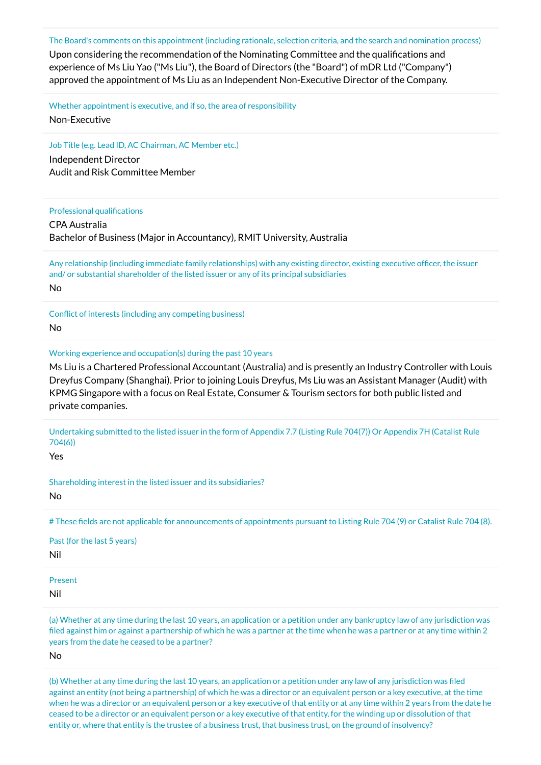The Board's comments on this appointment (including rationale, selection criteria, and the search and nomination process)

Upon considering the recommendation of the Nominating Committee and the qualifications and experience of Ms Liu Yao ("Ms Liu"), the Board of Directors (the "Board") of mDR Ltd ("Company") approved the appointment of Ms Liu as an Independent Non-Executive Director of the Company.

Whether appointment is executive, and if so, the area of responsibility

Non-Executive

Job Title (e.g. Lead ID, AC Chairman, AC Member etc.)

Independent Director
Audit and Risk Committee Member

Professional qualifications

CPA Australia
Bachelor of Business (Major in Accountancy), RMIT University, Australia

Any relationship (including immediate family relationships) with any existing director, existing executive officer, the issuer and/ or substantial shareholder of the listed issuer or any of its principal subsidiaries

No

Conflict of interests (including any competing business)

No

Working experience and occupation(s) during the past 10 years

Ms Liu is a Chartered Professional Accountant (Australia) and is presently an Industry Controller with Louis Dreyfus Company (Shanghai). Prior to joining Louis Dreyfus, Ms Liu was an Assistant Manager (Audit) with KPMG Singapore with a focus on Real Estate, Consumer & Tourism sectors for both public listed and private companies.

Undertaking submitted to the listed issuer in the form of Appendix 7.7 (Listing Rule 704(7)) Or Appendix 7H (Catalist Rule 704(6))

Yes

Shareholding interest in the listed issuer and its subsidiaries?

No

# These fields are not applicable for announcements of appointments pursuant to Listing Rule 704 (9) or Catalist Rule 704 (8).

Past (for the last 5 years)

Nil

Present

Nil

(a) Whether at any time during the last 10 years, an application or a petition under any bankruptcy law of any jurisdiction was filed against him or against a partnership of which he was a partner at the time when he was a partner or at any time within 2 years from the date he ceased to be a partner?

No

(b) Whether at any time during the last 10 years, an application or a petition under any law of any jurisdiction was filed against an entity (not being a partnership) of which he was a director or an equivalent person or a key executive, at the time when he was a director or an equivalent person or a key executive of that entity or at any time within 2 years from the date he ceased to be a director or an equivalent person or a key executive of that entity, for the winding up or dissolution of that entity or, where that entity is the trustee of a business trust, that business trust, on the ground of insolvency?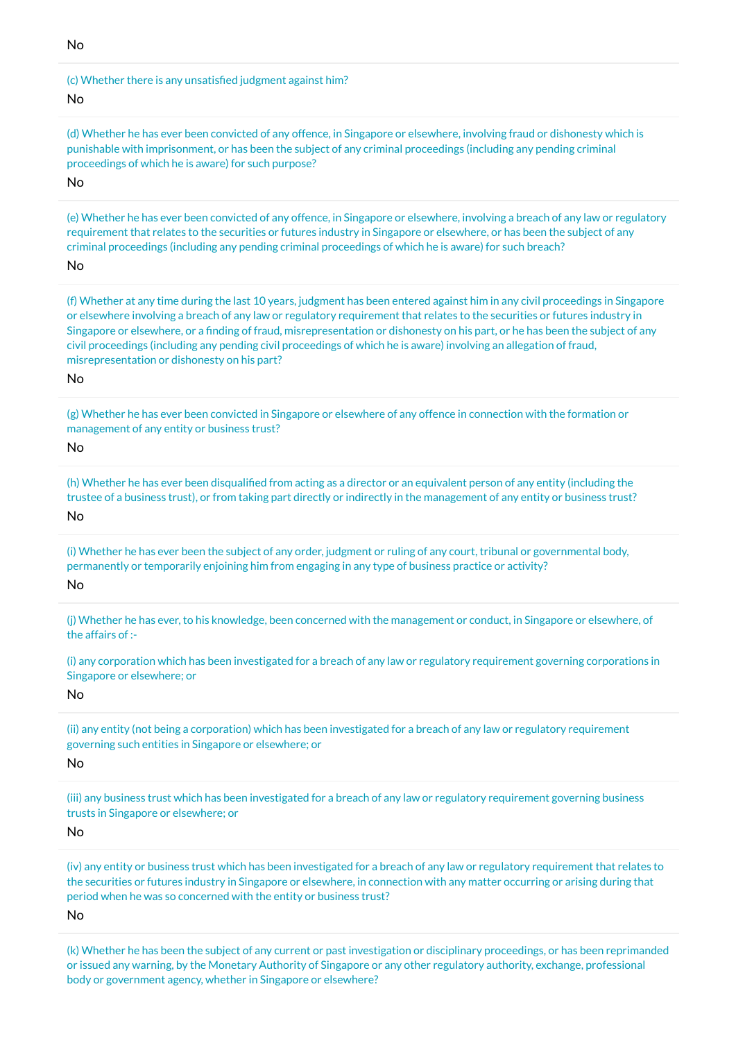No

(c) Whether there is any unsatisfied judgment against him?

No

(d) Whether he has ever been convicted of any offence, in Singapore or elsewhere, involving fraud or dishonesty which is punishable with imprisonment, or has been the subject of any criminal proceedings (including any pending criminal proceedings of which he is aware) for such purpose?

No

(e) Whether he has ever been convicted of any offence, in Singapore or elsewhere, involving a breach of any law or regulatory requirement that relates to the securities or futures industry in Singapore or elsewhere, or has been the subject of any criminal proceedings (including any pending criminal proceedings of which he is aware) for such breach?

No

(f) Whether at any time during the last 10 years, judgment has been entered against him in any civil proceedings in Singapore or elsewhere involving a breach of any law or regulatory requirement that relates to the securities or futures industry in Singapore or elsewhere, or a finding of fraud, misrepresentation or dishonesty on his part, or he has been the subject of any civil proceedings (including any pending civil proceedings of which he is aware) involving an allegation of fraud, misrepresentation or dishonesty on his part?

No

(g) Whether he has ever been convicted in Singapore or elsewhere of any offence in connection with the formation or management of any entity or business trust?

No

(h) Whether he has ever been disqualified from acting as a director or an equivalent person of any entity (including the trustee of a business trust), or from taking part directly or indirectly in the management of any entity or business trust?

No

(i) Whether he has ever been the subject of any order, judgment or ruling of any court, tribunal or governmental body, permanently or temporarily enjoining him from engaging in any type of business practice or activity?

No

(j) Whether he has ever, to his knowledge, been concerned with the management or conduct, in Singapore or elsewhere, of the affairs of :-

(i) any corporation which has been investigated for a breach of any law or regulatory requirement governing corporations in Singapore or elsewhere; or

No

(ii) any entity (not being a corporation) which has been investigated for a breach of any law or regulatory requirement governing such entities in Singapore or elsewhere; or

No

(iii) any business trust which has been investigated for a breach of any law or regulatory requirement governing business trusts in Singapore or elsewhere; or

No

(iv) any entity or business trust which has been investigated for a breach of any law or regulatory requirement that relates to the securities or futures industry in Singapore or elsewhere, in connection with any matter occurring or arising during that period when he was so concerned with the entity or business trust?

No

(k) Whether he has been the subject of any current or past investigation or disciplinary proceedings, or has been reprimanded or issued any warning, by the Monetary Authority of Singapore or any other regulatory authority, exchange, professional body or government agency, whether in Singapore or elsewhere?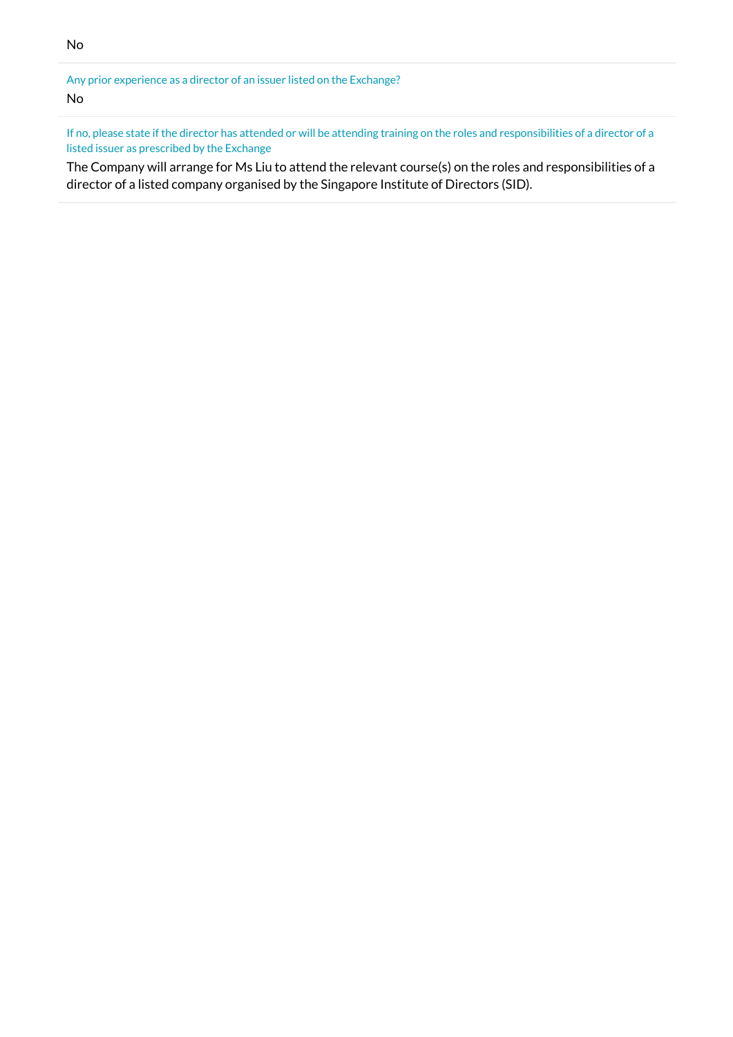No

Any prior experience as a director of an issuer listed on the Exchange?

No

If no, please state if the director has attended or will be attending training on the roles and responsibilities of a director of a listed issuer as prescribed by the Exchange

The Company will arrange for Ms Liu to attend the relevant course(s) on the roles and responsibilities of a director of a listed company organised by the Singapore Institute of Directors (SID).